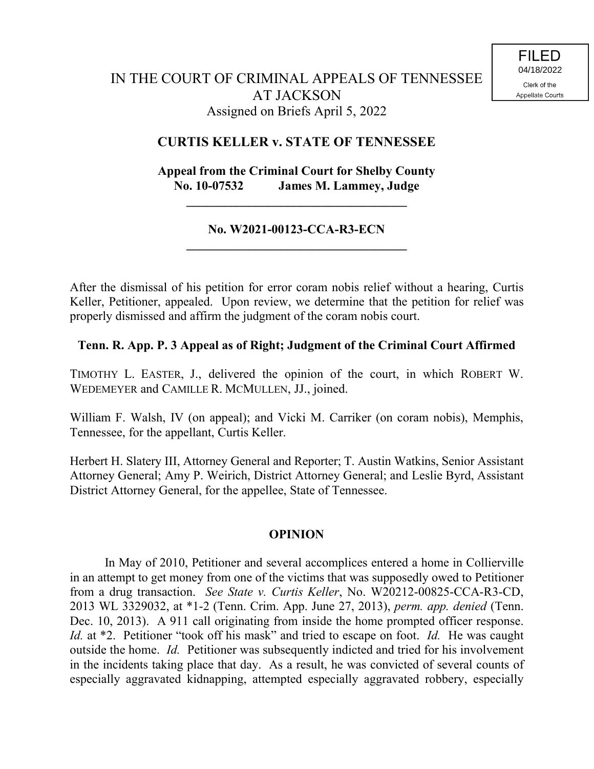FILED
04/18/2022
Clerk of the
Appellate Courts

IN THE COURT OF CRIMINAL APPEALS OF TENNESSEE
AT JACKSON
Assigned on Briefs April 5, 2022

**CURTIS KELLER v. STATE OF TENNESSEE**

**Appeal from the Criminal Court for Shelby County**
**No. 10-07532 James M. Lammey, Judge**

---

**No. W2021-00123-CCA-R3-ECN**

---

After the dismissal of his petition for error coram nobis relief without a hearing, Curtis Keller, Petitioner, appealed. Upon review, we determine that the petition for relief was properly dismissed and affirm the judgment of the coram nobis court.

**Tenn. R. App. P. 3 Appeal as of Right; Judgment of the Criminal Court Affirmed**

TIMOTHY L. EASTER, J., delivered the opinion of the court, in which ROBERT W. WEDEMEYER and CAMILLE R. MCMULLEN, JJ., joined.

William F. Walsh, IV (on appeal); and Vicki M. Carriker (on coram nobis), Memphis, Tennessee, for the appellant, Curtis Keller.

Herbert H. Slatery III, Attorney General and Reporter; T. Austin Watkins, Senior Assistant Attorney General; Amy P. Weirich, District Attorney General; and Leslie Byrd, Assistant District Attorney General, for the appellee, State of Tennessee.

**OPINION**

In May of 2010, Petitioner and several accomplices entered a home in Collierville in an attempt to get money from one of the victims that was supposedly owed to Petitioner from a drug transaction. *See State v. Curtis Keller*, No. W20212-00825-CCA-R3-CD, 2013 WL 3329032, at *1-2 (Tenn. Crim. App. June 27, 2013), *perm. app. denied* (Tenn. Dec. 10, 2013). A 911 call originating from inside the home prompted officer response. *Id.* at *2. Petitioner "took off his mask" and tried to escape on foot. *Id.* He was caught outside the home. *Id.* Petitioner was subsequently indicted and tried for his involvement in the incidents taking place that day. As a result, he was convicted of several counts of especially aggravated kidnapping, attempted especially aggravated robbery, especially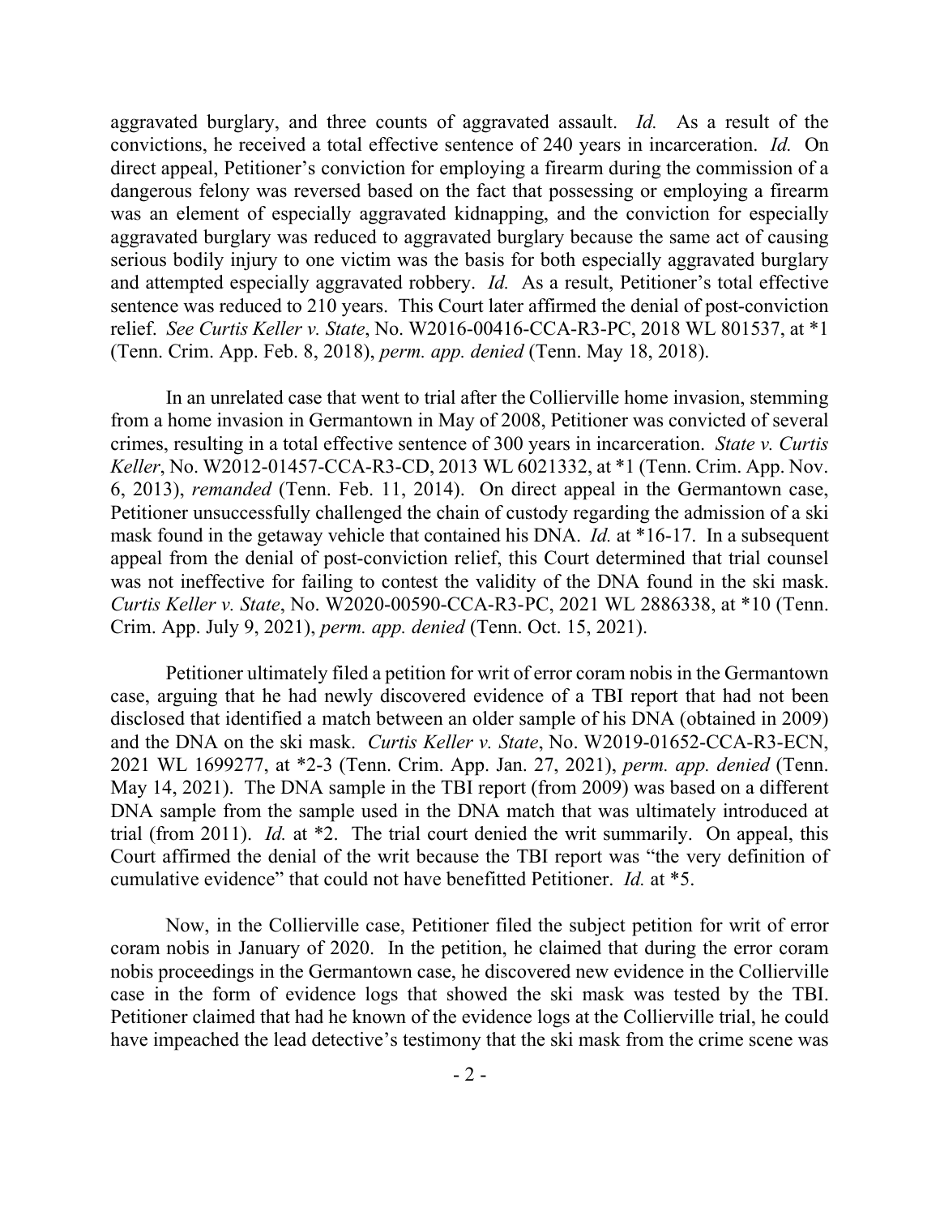aggravated burglary, and three counts of aggravated assault. *Id.* As a result of the convictions, he received a total effective sentence of 240 years in incarceration. *Id.* On direct appeal, Petitioner's conviction for employing a firearm during the commission of a dangerous felony was reversed based on the fact that possessing or employing a firearm was an element of especially aggravated kidnapping, and the conviction for especially aggravated burglary was reduced to aggravated burglary because the same act of causing serious bodily injury to one victim was the basis for both especially aggravated burglary and attempted especially aggravated robbery. *Id.* As a result, Petitioner's total effective sentence was reduced to 210 years. This Court later affirmed the denial of post-conviction relief. *See Curtis Keller v. State*, No. W2016-00416-CCA-R3-PC, 2018 WL 801537, at *1 (Tenn. Crim. App. Feb. 8, 2018), *perm. app. denied* (Tenn. May 18, 2018).

In an unrelated case that went to trial after the Collierville home invasion, stemming from a home invasion in Germantown in May of 2008, Petitioner was convicted of several crimes, resulting in a total effective sentence of 300 years in incarceration. *State v. Curtis Keller*, No. W2012-01457-CCA-R3-CD, 2013 WL 6021332, at *1 (Tenn. Crim. App. Nov. 6, 2013), *remanded* (Tenn. Feb. 11, 2014). On direct appeal in the Germantown case, Petitioner unsuccessfully challenged the chain of custody regarding the admission of a ski mask found in the getaway vehicle that contained his DNA. *Id.* at *16-17. In a subsequent appeal from the denial of post-conviction relief, this Court determined that trial counsel was not ineffective for failing to contest the validity of the DNA found in the ski mask. *Curtis Keller v. State*, No. W2020-00590-CCA-R3-PC, 2021 WL 2886338, at *10 (Tenn. Crim. App. July 9, 2021), *perm. app. denied* (Tenn. Oct. 15, 2021).

Petitioner ultimately filed a petition for writ of error coram nobis in the Germantown case, arguing that he had newly discovered evidence of a TBI report that had not been disclosed that identified a match between an older sample of his DNA (obtained in 2009) and the DNA on the ski mask. *Curtis Keller v. State*, No. W2019-01652-CCA-R3-ECN, 2021 WL 1699277, at *2-3 (Tenn. Crim. App. Jan. 27, 2021), *perm. app. denied* (Tenn. May 14, 2021). The DNA sample in the TBI report (from 2009) was based on a different DNA sample from the sample used in the DNA match that was ultimately introduced at trial (from 2011). *Id.* at *2. The trial court denied the writ summarily. On appeal, this Court affirmed the denial of the writ because the TBI report was "the very definition of cumulative evidence" that could not have benefitted Petitioner. *Id.* at *5.

Now, in the Collierville case, Petitioner filed the subject petition for writ of error coram nobis in January of 2020. In the petition, he claimed that during the error coram nobis proceedings in the Germantown case, he discovered new evidence in the Collierville case in the form of evidence logs that showed the ski mask was tested by the TBI. Petitioner claimed that had he known of the evidence logs at the Collierville trial, he could have impeached the lead detective's testimony that the ski mask from the crime scene was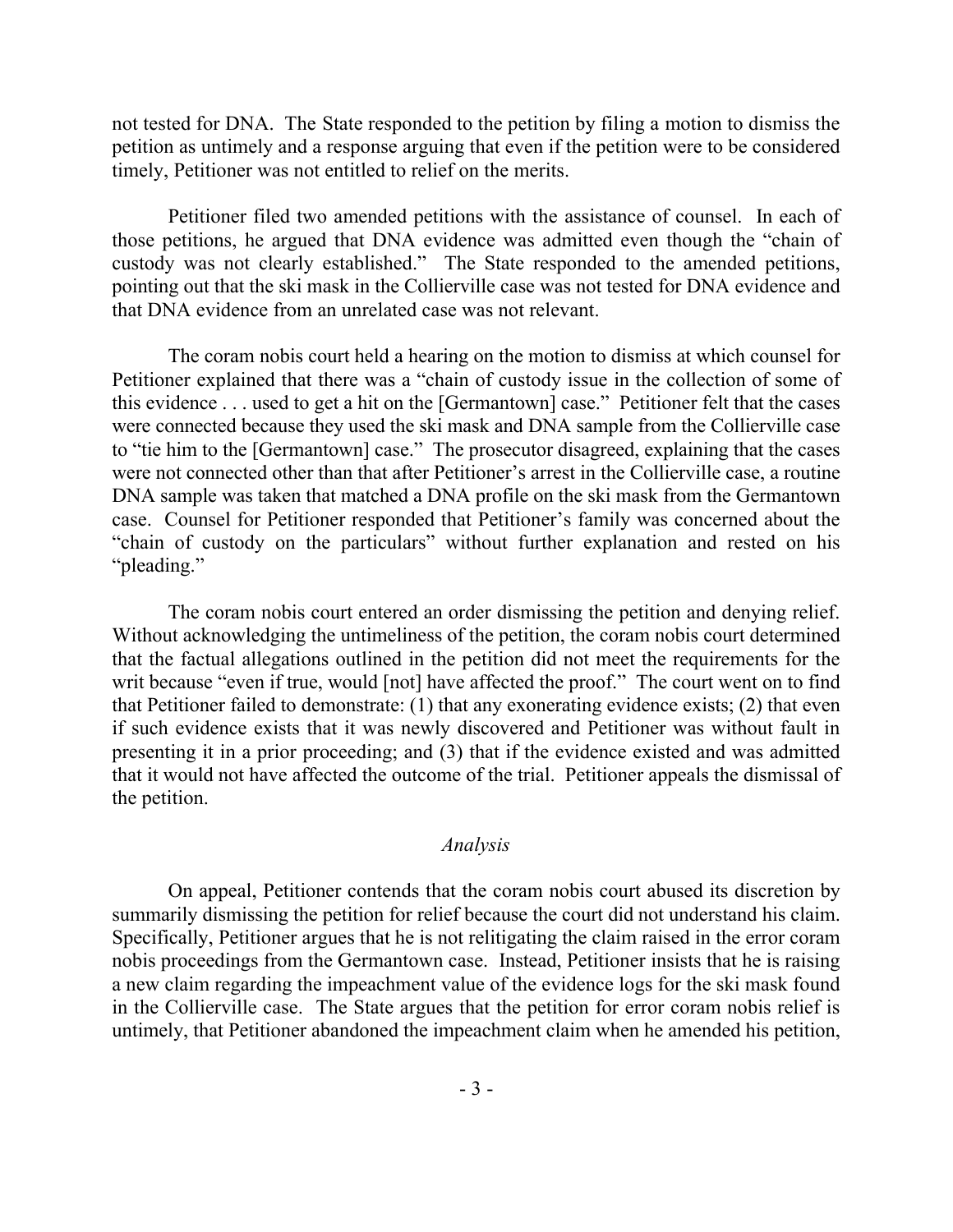not tested for DNA. The State responded to the petition by filing a motion to dismiss the petition as untimely and a response arguing that even if the petition were to be considered timely, Petitioner was not entitled to relief on the merits.

Petitioner filed two amended petitions with the assistance of counsel. In each of those petitions, he argued that DNA evidence was admitted even though the "chain of custody was not clearly established." The State responded to the amended petitions, pointing out that the ski mask in the Collierville case was not tested for DNA evidence and that DNA evidence from an unrelated case was not relevant.

The coram nobis court held a hearing on the motion to dismiss at which counsel for Petitioner explained that there was a "chain of custody issue in the collection of some of this evidence . . . used to get a hit on the [Germantown] case." Petitioner felt that the cases were connected because they used the ski mask and DNA sample from the Collierville case to "tie him to the [Germantown] case." The prosecutor disagreed, explaining that the cases were not connected other than that after Petitioner's arrest in the Collierville case, a routine DNA sample was taken that matched a DNA profile on the ski mask from the Germantown case. Counsel for Petitioner responded that Petitioner's family was concerned about the "chain of custody on the particulars" without further explanation and rested on his "pleading."

The coram nobis court entered an order dismissing the petition and denying relief. Without acknowledging the untimeliness of the petition, the coram nobis court determined that the factual allegations outlined in the petition did not meet the requirements for the writ because "even if true, would [not] have affected the proof." The court went on to find that Petitioner failed to demonstrate: (1) that any exonerating evidence exists; (2) that even if such evidence exists that it was newly discovered and Petitioner was without fault in presenting it in a prior proceeding; and (3) that if the evidence existed and was admitted that it would not have affected the outcome of the trial. Petitioner appeals the dismissal of the petition.

*Analysis*

On appeal, Petitioner contends that the coram nobis court abused its discretion by summarily dismissing the petition for relief because the court did not understand his claim. Specifically, Petitioner argues that he is not relitigating the claim raised in the error coram nobis proceedings from the Germantown case. Instead, Petitioner insists that he is raising a new claim regarding the impeachment value of the evidence logs for the ski mask found in the Collierville case. The State argues that the petition for error coram nobis relief is untimely, that Petitioner abandoned the impeachment claim when he amended his petition,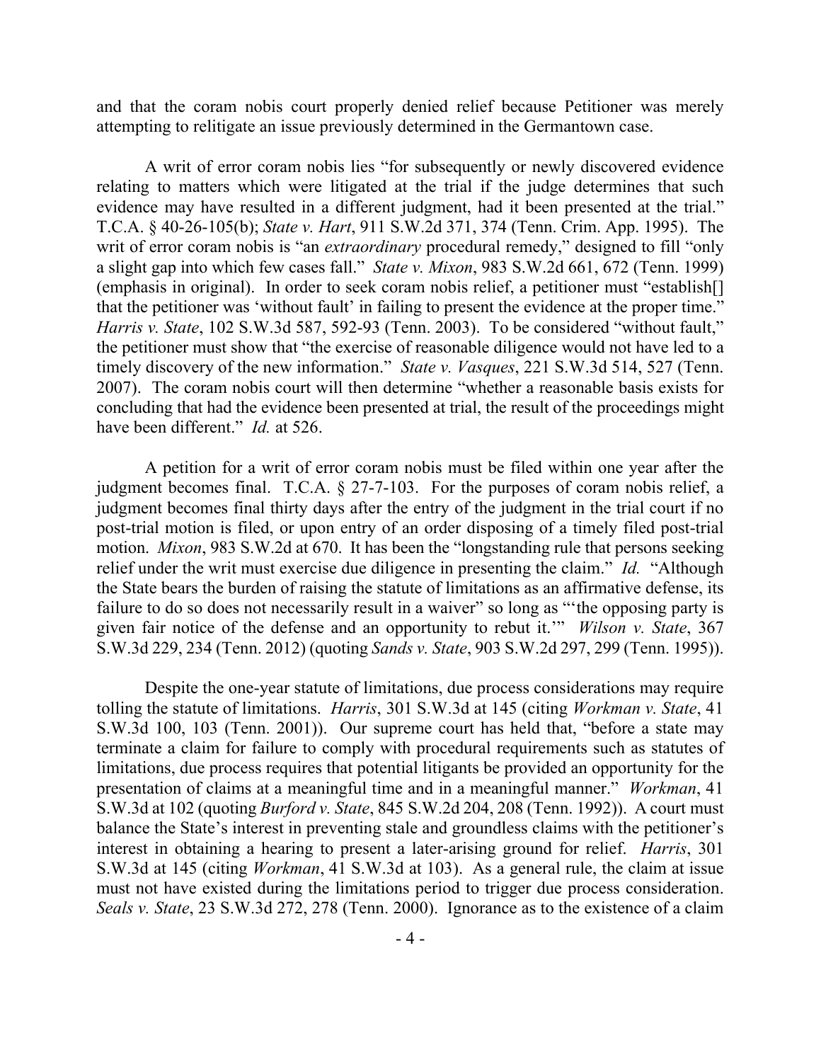and that the coram nobis court properly denied relief because Petitioner was merely attempting to relitigate an issue previously determined in the Germantown case.

A writ of error coram nobis lies "for subsequently or newly discovered evidence relating to matters which were litigated at the trial if the judge determines that such evidence may have resulted in a different judgment, had it been presented at the trial." T.C.A. § 40-26-105(b); *State v. Hart*, 911 S.W.2d 371, 374 (Tenn. Crim. App. 1995). The writ of error coram nobis is "an *extraordinary* procedural remedy," designed to fill "only a slight gap into which few cases fall." *State v. Mixon*, 983 S.W.2d 661, 672 (Tenn. 1999) (emphasis in original). In order to seek coram nobis relief, a petitioner must "establish[] that the petitioner was 'without fault' in failing to present the evidence at the proper time." *Harris v. State*, 102 S.W.3d 587, 592-93 (Tenn. 2003). To be considered "without fault," the petitioner must show that "the exercise of reasonable diligence would not have led to a timely discovery of the new information." *State v. Vasques*, 221 S.W.3d 514, 527 (Tenn. 2007). The coram nobis court will then determine "whether a reasonable basis exists for concluding that had the evidence been presented at trial, the result of the proceedings might have been different." *Id.* at 526.

A petition for a writ of error coram nobis must be filed within one year after the judgment becomes final. T.C.A. § 27-7-103. For the purposes of coram nobis relief, a judgment becomes final thirty days after the entry of the judgment in the trial court if no post-trial motion is filed, or upon entry of an order disposing of a timely filed post-trial motion. *Mixon*, 983 S.W.2d at 670. It has been the "longstanding rule that persons seeking relief under the writ must exercise due diligence in presenting the claim." *Id.* "Although the State bears the burden of raising the statute of limitations as an affirmative defense, its failure to do so does not necessarily result in a waiver" so long as "'the opposing party is given fair notice of the defense and an opportunity to rebut it.'" *Wilson v. State*, 367 S.W.3d 229, 234 (Tenn. 2012) (quoting *Sands v. State*, 903 S.W.2d 297, 299 (Tenn. 1995)).

Despite the one-year statute of limitations, due process considerations may require tolling the statute of limitations. *Harris*, 301 S.W.3d at 145 (citing *Workman v. State*, 41 S.W.3d 100, 103 (Tenn. 2001)). Our supreme court has held that, "before a state may terminate a claim for failure to comply with procedural requirements such as statutes of limitations, due process requires that potential litigants be provided an opportunity for the presentation of claims at a meaningful time and in a meaningful manner." *Workman*, 41 S.W.3d at 102 (quoting *Burford v. State*, 845 S.W.2d 204, 208 (Tenn. 1992)). A court must balance the State's interest in preventing stale and groundless claims with the petitioner's interest in obtaining a hearing to present a later-arising ground for relief. *Harris*, 301 S.W.3d at 145 (citing *Workman*, 41 S.W.3d at 103). As a general rule, the claim at issue must not have existed during the limitations period to trigger due process consideration. *Seals v. State*, 23 S.W.3d 272, 278 (Tenn. 2000). Ignorance as to the existence of a claim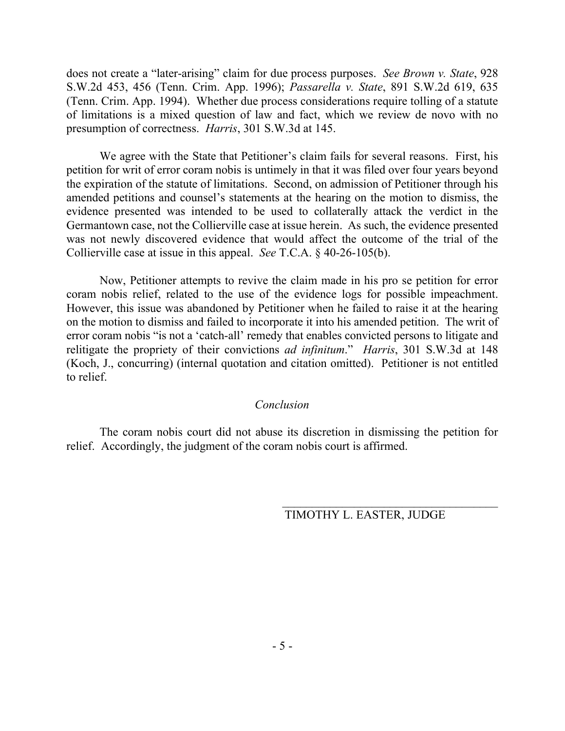does not create a "later-arising" claim for due process purposes. *See Brown v. State*, 928 S.W.2d 453, 456 (Tenn. Crim. App. 1996); *Passarella v. State*, 891 S.W.2d 619, 635 (Tenn. Crim. App. 1994). Whether due process considerations require tolling of a statute of limitations is a mixed question of law and fact, which we review de novo with no presumption of correctness. *Harris*, 301 S.W.3d at 145.

We agree with the State that Petitioner's claim fails for several reasons. First, his petition for writ of error coram nobis is untimely in that it was filed over four years beyond the expiration of the statute of limitations. Second, on admission of Petitioner through his amended petitions and counsel's statements at the hearing on the motion to dismiss, the evidence presented was intended to be used to collaterally attack the verdict in the Germantown case, not the Collierville case at issue herein. As such, the evidence presented was not newly discovered evidence that would affect the outcome of the trial of the Collierville case at issue in this appeal. *See* T.C.A. § 40-26-105(b).

Now, Petitioner attempts to revive the claim made in his pro se petition for error coram nobis relief, related to the use of the evidence logs for possible impeachment. However, this issue was abandoned by Petitioner when he failed to raise it at the hearing on the motion to dismiss and failed to incorporate it into his amended petition. The writ of error coram nobis "is not a 'catch-all' remedy that enables convicted persons to litigate and relitigate the propriety of their convictions *ad infinitum*." *Harris*, 301 S.W.3d at 148 (Koch, J., concurring) (internal quotation and citation omitted). Petitioner is not entitled to relief.

*Conclusion*

The coram nobis court did not abuse its discretion in dismissing the petition for relief. Accordingly, the judgment of the coram nobis court is affirmed.

\_\_\_\_\_\_\_\_\_\_\_\_\_\_\_\_\_\_\_\_\_\_\_\_\_\_\_\_\_\_\_\_\_\_\_\_\_\_\_

TIMOTHY L. EASTER, JUDGE